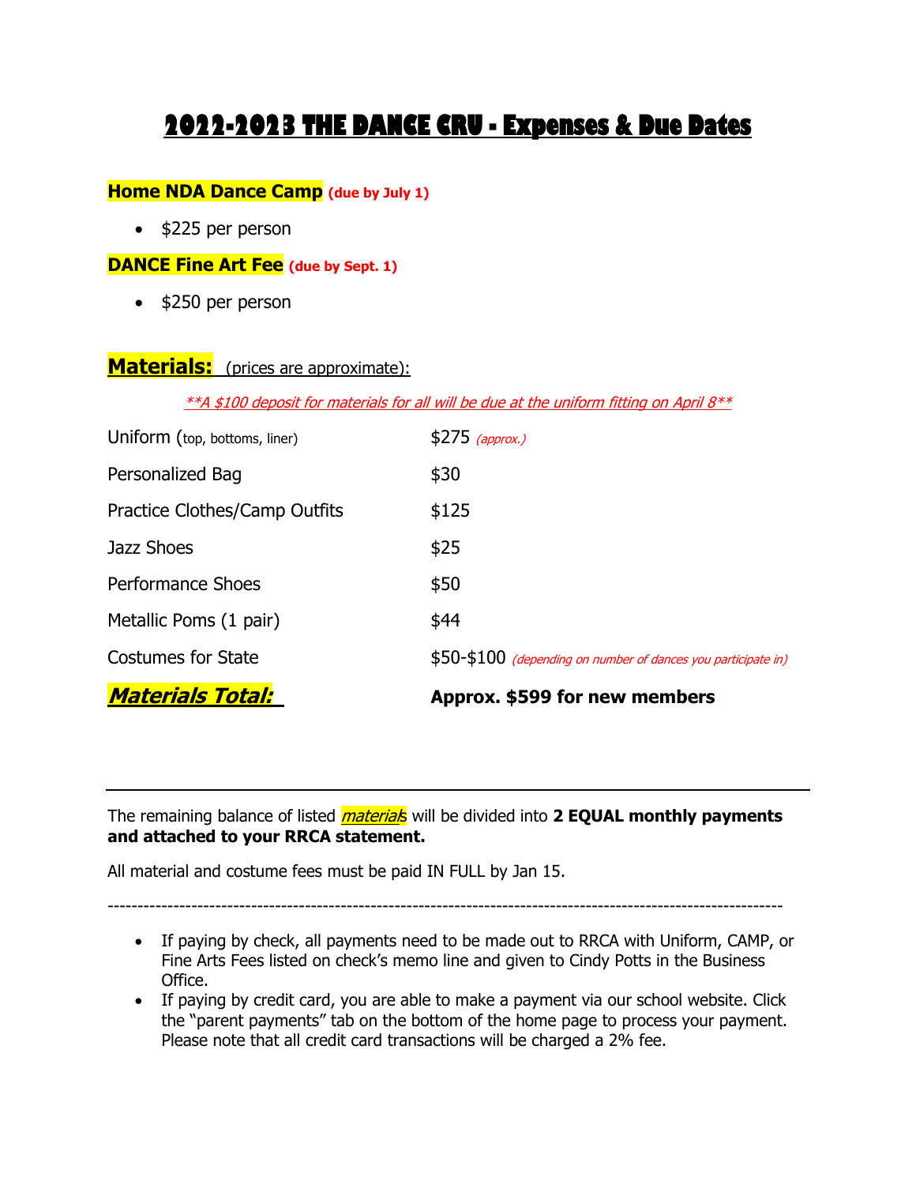# 2022-2023 THE DANCE CRU - Expenses & Due Dates

**Home NDA Dance Camp** **(due by July 1)**

- $225 per person

**DANCE Fine Art Fee** **(due by Sept. 1)**

- $250 per person

## Materials: (prices are approximate):

*\*\*A $100 deposit for materials for all will be due at the uniform fitting on April 8\*\**

| Item | Price |
|---|---|
| Uniform (top, bottoms, liner) | $275 *(approx.)* |
| Personalized Bag | $30 |
| Practice Clothes/Camp Outfits | $125 |
| Jazz Shoes | $25 |
| Performance Shoes | $50 |
| Metallic Poms (1 pair) | $44 |
| Costumes for State | $50-$100 *(depending on number of dances you participate in)* |
| ***Materials Total:*** | **Approx. $599 for new members** |

---

The remaining balance of listed *materials* will be divided into **2 EQUAL monthly payments and attached to your RRCA statement.**

All material and costume fees must be paid IN FULL by Jan 15.

-------------------------------------------------------------------------------------------------------------

- If paying by check, all payments need to be made out to RRCA with Uniform, CAMP, or Fine Arts Fees listed on check's memo line and given to Cindy Potts in the Business Office.
- If paying by credit card, you are able to make a payment via our school website. Click the "parent payments" tab on the bottom of the home page to process your payment. Please note that all credit card transactions will be charged a 2% fee.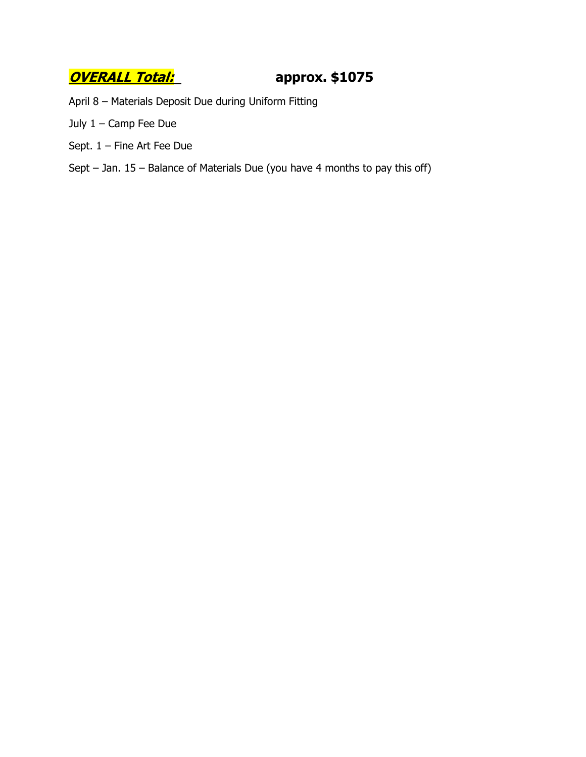***OVERALL Total:*** **approx. $1075**

April 8 – Materials Deposit Due during Uniform Fitting

July 1 – Camp Fee Due

Sept. 1 – Fine Art Fee Due

Sept – Jan. 15 – Balance of Materials Due (you have 4 months to pay this off)